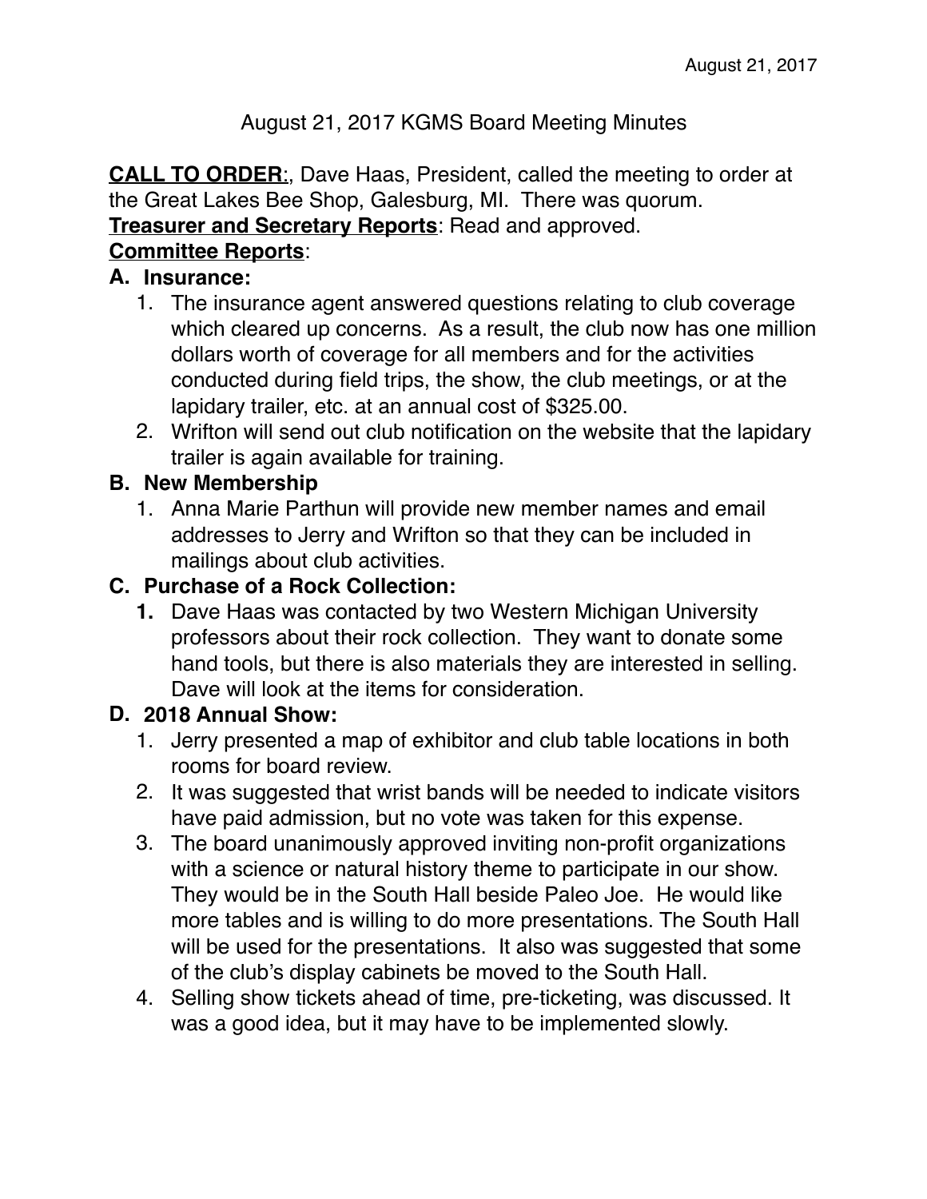# August 21, 2017 KGMS Board Meeting Minutes

**CALL TO ORDER**:, Dave Haas, President, called the meeting to order at the Great Lakes Bee Shop, Galesburg, MI. There was quorum.

**Treasurer and Secretary Reports**: Read and approved.

**Committee Reports**:

**A. Insurance:**

1. The insurance agent answered questions relating to club coverage which cleared up concerns. As a result, the club now has one million dollars worth of coverage for all members and for the activities conducted during field trips, the show, the club meetings, or at the lapidary trailer, etc. at an annual cost of $325.00.
2. Wrifton will send out club notification on the website that the lapidary trailer is again available for training.

**B. New Membership**

1. Anna Marie Parthun will provide new member names and email addresses to Jerry and Wrifton so that they can be included in mailings about club activities.

**C. Purchase of a Rock Collection:**

1. Dave Haas was contacted by two Western Michigan University professors about their rock collection. They want to donate some hand tools, but there is also materials they are interested in selling. Dave will look at the items for consideration.

**D. 2018 Annual Show:**

1. Jerry presented a map of exhibitor and club table locations in both rooms for board review.
2. It was suggested that wrist bands will be needed to indicate visitors have paid admission, but no vote was taken for this expense.
3. The board unanimously approved inviting non-profit organizations with a science or natural history theme to participate in our show. They would be in the South Hall beside Paleo Joe. He would like more tables and is willing to do more presentations. The South Hall will be used for the presentations. It also was suggested that some of the club's display cabinets be moved to the South Hall.
4. Selling show tickets ahead of time, pre-ticketing, was discussed. It was a good idea, but it may have to be implemented slowly.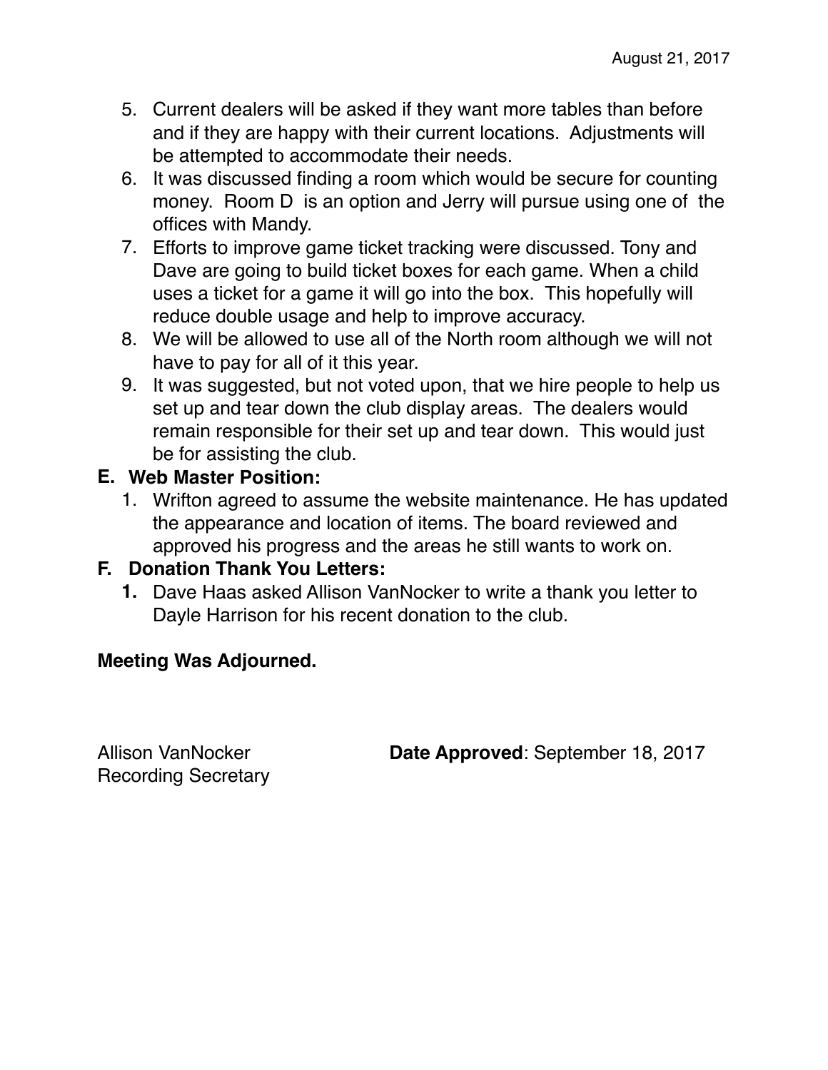5. Current dealers will be asked if they want more tables than before and if they are happy with their current locations. Adjustments will be attempted to accommodate their needs.
6. It was discussed finding a room which would be secure for counting money. Room D is an option and Jerry will pursue using one of the offices with Mandy.
7. Efforts to improve game ticket tracking were discussed. Tony and Dave are going to build ticket boxes for each game. When a child uses a ticket for a game it will go into the box. This hopefully will reduce double usage and help to improve accuracy.
8. We will be allowed to use all of the North room although we will not have to pay for all of it this year.
9. It was suggested, but not voted upon, that we hire people to help us set up and tear down the club display areas. The dealers would remain responsible for their set up and tear down. This would just be for assisting the club.

**E. Web Master Position:**

1. Wrifton agreed to assume the website maintenance. He has updated the appearance and location of items. The board reviewed and approved his progress and the areas he still wants to work on.

**F. Donation Thank You Letters:**

1. Dave Haas asked Allison VanNocker to write a thank you letter to Dayle Harrison for his recent donation to the club.

**Meeting Was Adjourned.**

Allison VanNocker
Recording Secretary

**Date Approved**: September 18, 2017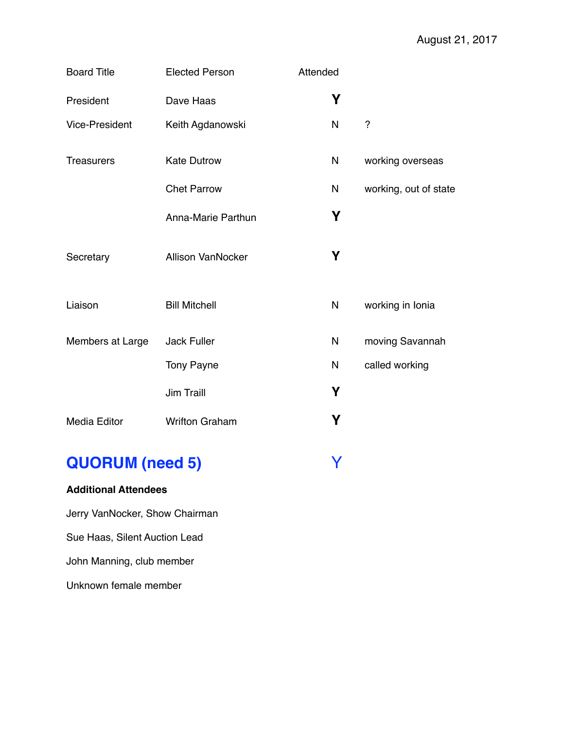August 21, 2017

| Board Title | Elected Person | Attended | |
|---|---|---|---|
| President | Dave Haas | **Y** | |
| Vice-President | Keith Agdanowski | N | ? |
| Treasurers | Kate Dutrow | N | working overseas |
| | Chet Parrow | N | working, out of state |
| | Anna-Marie Parthun | **Y** | |
| Secretary | Allison VanNocker | **Y** | |
| Liaison | Bill Mitchell | N | working in Ionia |
| Members at Large | Jack Fuller | N | moving Savannah |
| | Tony Payne | N | called working |
| | Jim Traill | **Y** | |
| Media Editor | Wrifton Graham | **Y** | |

## QUORUM (need 5) Y

**Additional Attendees**

Jerry VanNocker, Show Chairman

Sue Haas, Silent Auction Lead

John Manning, club member

Unknown female member